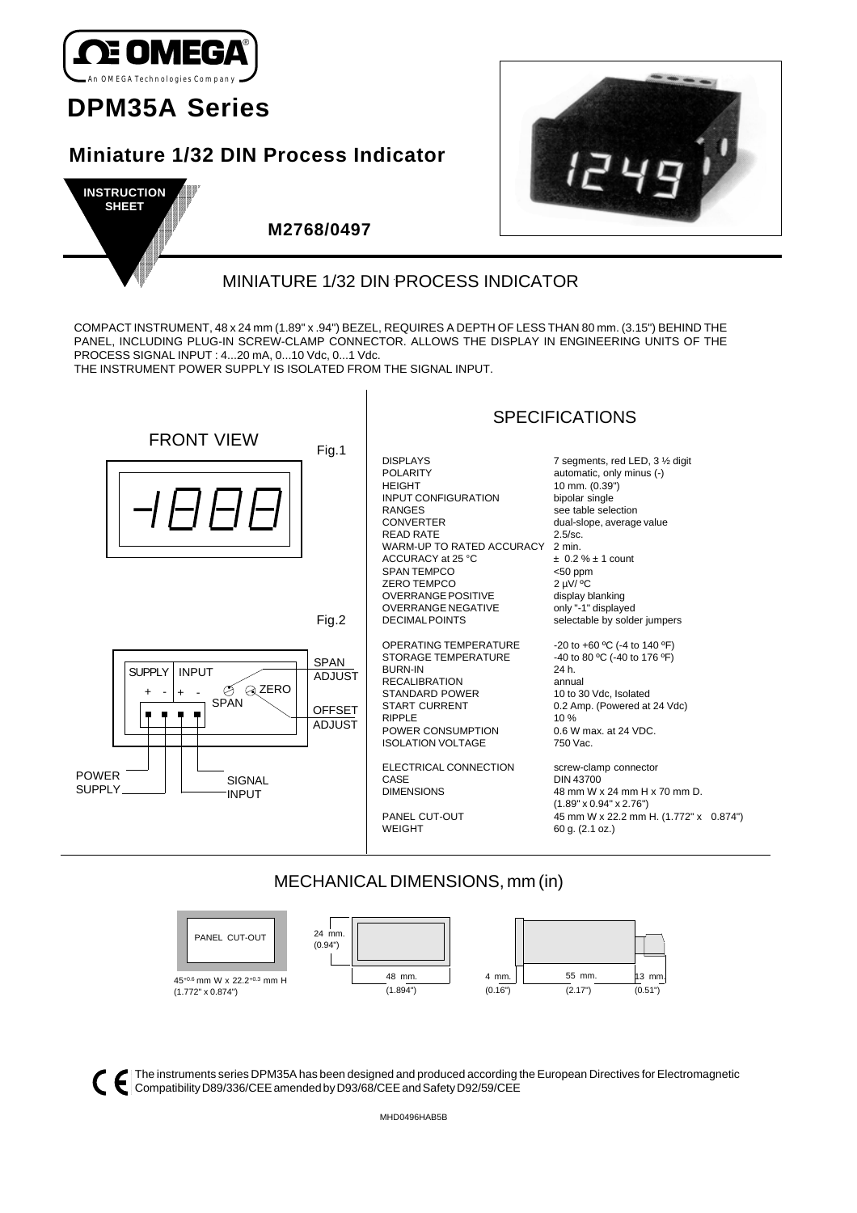# DPM35A Series

## Miniature 1/32 DIN Process Indicator

**INSTRUCTION SHEET**

**M2768/0497**

## MINIATURE 1/32 DIN PROCESS INDICATOR

COMPACT INSTRUMENT, 48 x 24 mm (1.89" x .94") BEZEL, REQUIRES A DEPTH OF LESS THAN 80 mm. (3.15") BEHIND THE PANEL, INCLUDING PLUG-IN SCREW-CLAMP CONNECTOR. ALLOWS THE DISPLAY IN ENGINEERING UNITS OF THE PROCESS SIGNAL INPUT : 4...20 mA, 0...10 Vdc, 0...1 Vdc.
THE INSTRUMENT POWER SUPPLY IS ISOLATED FROM THE SIGNAL INPUT.

### FRONT VIEW

Fig.1

-1888

Fig.2

SUPPLY + - | INPUT + - | SPAN | ZERO

SPAN ADJUST

OFFSET ADJUST

POWER SUPPLY

SIGNAL INPUT

### SPECIFICATIONS

| | |
|---|---|
| DISPLAYS | 7 segments, red LED, 3 ½ digit |
| POLARITY | automatic, only minus (-) |
| HEIGHT | 10 mm. (0.39") |
| INPUT CONFIGURATION | bipolar single |
| RANGES | see table selection |
| CONVERTER | dual-slope, average value |
| READ RATE | 2.5/sc. |
| WARM-UP TO RATED ACCURACY | 2 min. |
| ACCURACY at 25 °C | ± 0.2 % ± 1 count |
| SPAN TEMPCO | <50 ppm |
| ZERO TEMPCO | 2 µV/ ºC |
| OVERRANGE POSITIVE | display blanking |
| OVERRANGE NEGATIVE | only "-1" displayed |
| DECIMAL POINTS | selectable by solder jumpers |
| OPERATING TEMPERATURE | -20 to +60 ºC (-4 to 140 ºF) |
| STORAGE TEMPERATURE | -40 to 80 ºC (-40 to 176 ºF) |
| BURN-IN | 24 h. |
| RECALIBRATION | annual |
| STANDARD POWER | 10 to 30 Vdc, Isolated |
| START CURRENT | 0.2 Amp. (Powered at 24 Vdc) |
| RIPPLE | 10 % |
| POWER CONSUMPTION | 0.6 W max. at 24 VDC. |
| ISOLATION VOLTAGE | 750 Vac. |
| ELECTRICAL CONNECTION | screw-clamp connector |
| CASE | DIN 43700 |
| DIMENSIONS | 48 mm W x 24 mm H x 70 mm D. (1.89" x 0.94" x 2.76") |
| PANEL CUT-OUT | 45 mm W x 22.2 mm H. (1.772" x 0.874") |
| WEIGHT | 60 g. (2.1 oz.) |

## MECHANICAL DIMENSIONS, mm (in)

PANEL CUT-OUT

$45^{+0.6}$ mm W x $22.2^{+0.3}$ mm H (1.772" x 0.874")

24 mm. (0.94")

48 mm. (1.894")

4 mm. (0.16") | 55 mm. (2.17") | 13 mm. (0.51")

CE The instruments series DPM35A has been designed and produced according the European Directives for Electromagnetic Compatibility D89/336/CEE amended by D93/68/CEE and Safety D92/59/CEE

MHD0496HAB5B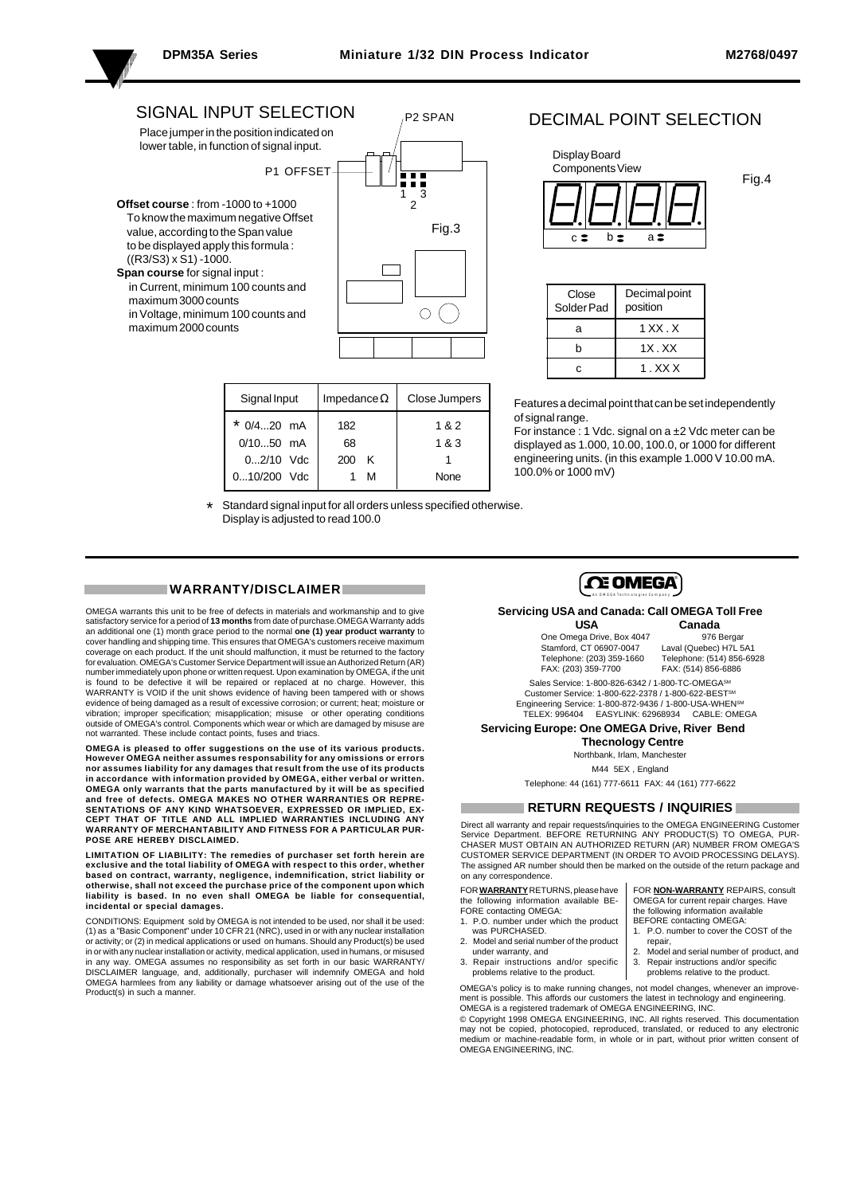## SIGNAL INPUT SELECTION

Place jumper in the position indicated on lower table, in function of signal input.

P2 SPAN

P1 OFFSET

1 3
2

Fig.3

**Offset course** : from -1000 to +1000
To know the maximum negative Offset value, according to the Span value to be displayed apply this formula :
((R3/S3) x S1) -1000.

**Span course** for signal input :
in Current, minimum 100 counts and maximum 3000 counts
in Voltage, minimum 100 counts and maximum 2000 counts

| Signal Input | Impedance Ω | Close Jumpers |
|---|---|---|
| * 0/4...20 mA | 182 | 1 & 2 |
| 0/10...50 mA | 68 | 1 & 3 |
| 0...2/10 Vdc | 200 K | 1 |
| 0...10/200 Vdc | 1 M | None |

* Standard signal input for all orders unless specified otherwise. Display is adjusted to read 100.0

## DECIMAL POINT SELECTION

Display Board Components View

Fig.4

c b a

| Close Solder Pad | Decimal point position |
|---|---|
| a | 1 XX . X |
| b | 1X . XX |
| c | 1 . XX X |

Features a decimal point that can be set independently of signal range.
For instance : 1 Vdc. signal on a ±2 Vdc meter can be displayed as 1.000, 10.00, 100.0, or 1000 for different engineering units. (in this example 1.000 V 10.00 mA. 100.0% or 1000 mV)

## WARRANTY/DISCLAIMER

OMEGA warrants this unit to be free of defects in materials and workmanship and to give satisfactory service for a period of **13 months** from date of purchase.OMEGA Warranty adds an additional one (1) month grace period to the normal **one (1) year product warranty** to cover handling and shipping time. This ensures that OMEGA's customers receive maximum coverage on each product. If the unit should malfunction, it must be returned to the factory for evaluation. OMEGA's Customer Service Department will issue an Authorized Return (AR) number immediately upon phone or written request. Upon examination by OMEGA, if the unit is found to be defective it will be repaired or replaced at no charge. However, this WARRANTY is VOID if the unit shows evidence of having been tampered with or shows evidence of being damaged as a result of excessive corrosion; or current; heat; moisture or vibration; improper specification; misapplication; misuse or other operating conditions outside of OMEGA's control. Components which wear or which are damaged by misuse are not warranted. These include contact points, fuses and triacs.

**OMEGA is pleased to offer suggestions on the use of its various products. However OMEGA neither assumes responsability for any omissions or errors nor assumes liability for any damages that result from the use of its products in accordance with information provided by OMEGA, either verbal or written. OMEGA only warrants that the parts manufactured by it will be as specified and free of defects. OMEGA MAKES NO OTHER WARRANTIES OR REPRESENTATIONS OF ANY KIND WHATSOEVER, EXPRESSED OR IMPLIED, EXCEPT THAT OF TITLE AND ALL IMPLIED WARRANTIES INCLUDING ANY WARRANTY OF MERCHANTABILITY AND FITNESS FOR A PARTICULAR PURPOSE ARE HEREBY DISCLAIMED.**

**LIMITATION OF LIABILITY: The remedies of purchaser set forth herein are exclusive and the total liability of OMEGA with respect to this order, whether based on contract, warranty, negligence, indemnification, strict liability or otherwise, shall not exceed the purchase price of the component upon which liability is based. In no even shall OMEGA be liable for consequential, incidental or special damages.**

CONDITIONS: Equipment sold by OMEGA is not intended to be used, nor shall it be used: (1) as a "Basic Component" under 10 CFR 21 (NRC), used in or with any nuclear installation or activity; or (2) in medical applications or used on humans. Should any Product(s) be used in or with any nuclear installation or activity, medical application, used in humans, or misused in any way. OMEGA assumes no responsibility as set forth in our basic WARRANTY/ DISCLAIMER language, and, additionally, purchaser will indemnify OMEGA and hold OMEGA harmlees from any liability or damage whatsoever arising out of the use of the Product(s) in such a manner.

**OMEGA**
An OMEGA Technologies Company

**Servicing USA and Canada: Call OMEGA Toll Free**

| **USA** | **Canada** |
|---|---|
| One Omega Drive, Box 4047 | 976 Bergar |
| Stamford, CT 06907-0047 | Laval (Quebec) H7L 5A1 |
| Telephone: (203) 359-1660 | Telephone: (514) 856-6928 |
| FAX: (203) 359-7700 | FAX: (514) 856-6886 |

Sales Service: 1-800-826-6342 / 1-800-TC-OMEGA(SM)
Customer Service: 1-800-622-2378 / 1-800-622-BEST(SM)
Engineering Service: 1-800-872-9436 / 1-800-USA-WHEN(SM)
TELEX: 996404 EASYLINK: 62968934 CABLE: OMEGA

**Servicing Europe: One OMEGA Drive, River Bend Thecnology Centre**
Northbank, Irlam, Manchester
M44 5EX , England
Telephone: 44 (161) 777-6611 FAX: 44 (161) 777-6622

## RETURN REQUESTS / INQUIRIES

Direct all warranty and repair requests/inquiries to the OMEGA ENGINEERING Customer Service Department. BEFORE RETURNING ANY PRODUCT(S) TO OMEGA, PURCHASER MUST OBTAIN AN AUTHORIZED RETURN (AR) NUMBER FROM OMEGA'S CUSTOMER SERVICE DEPARTMENT (IN ORDER TO AVOID PROCESSING DELAYS). The assigned AR number should then be marked on the outside of the return package and on any correspondence.

FOR **WARRANTY** RETURNS, please have the following information available BEFORE contacting OMEGA:

1. P.O. number under which the product was PURCHASED.
2. Model and serial number of the product under warranty, and
3. Repair instructions and/or specific problems relative to the product.

FOR **NON-WARRANTY** REPAIRS, consult OMEGA for current repair charges. Have the following information available BEFORE contacting OMEGA:

1. P.O. number to cover the COST of the repair,
2. Model and serial number of product, and
3. Repair instructions and/or specific problems relative to the product.

OMEGA's policy is to make running changes, not model changes, whenever an improvement is possible. This affords our customers the latest in technology and engineering.
OMEGA is a registered trademark of OMEGA ENGINEERING, INC.
© Copyright 1998 OMEGA ENGINEERING, INC. All rights reserved. This documentation may not be copied, photocopied, reproduced, translated, or reduced to any electronic medium or machine-readable form, in whole or in part, without prior written consent of OMEGA ENGINEERING, INC.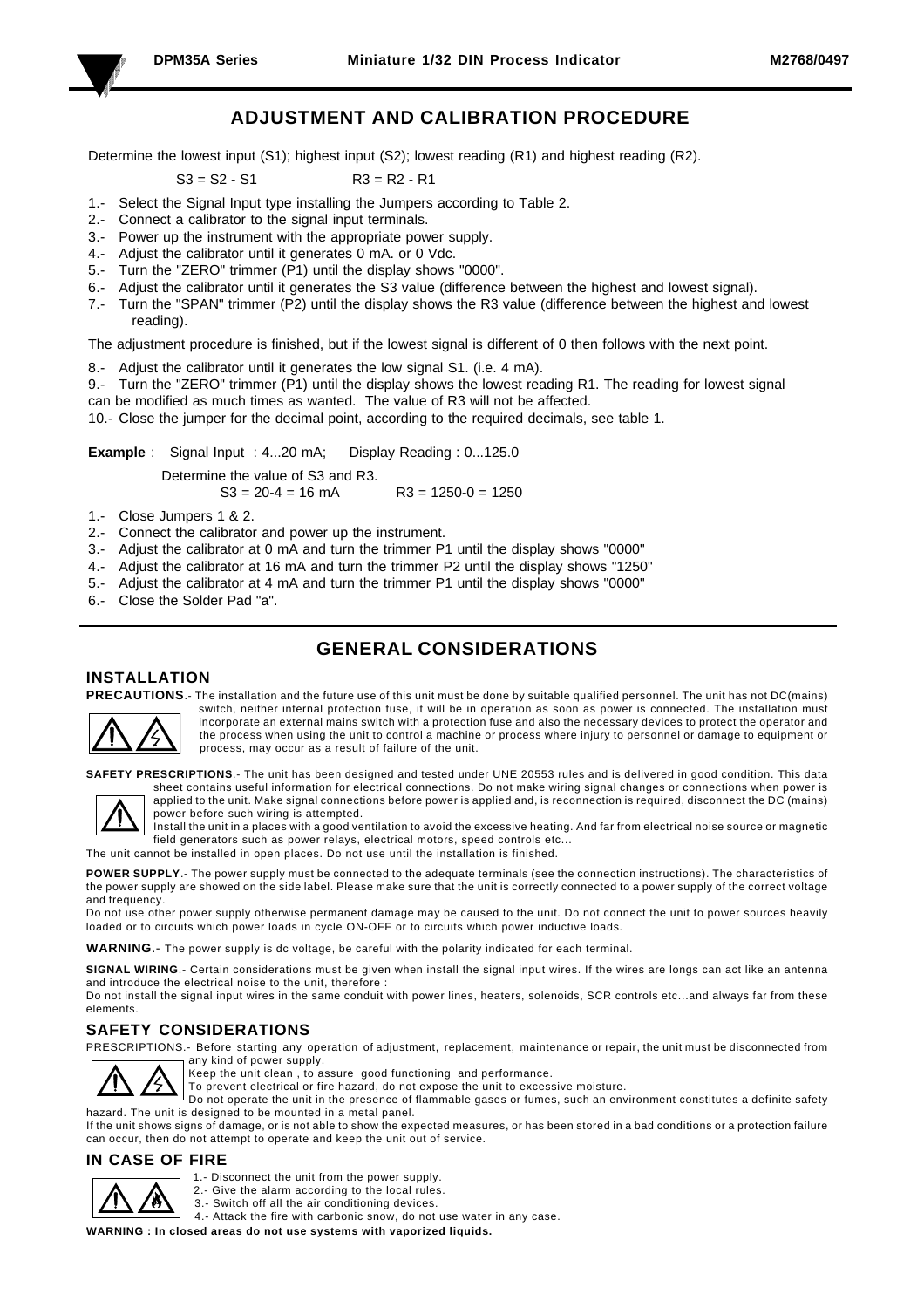## ADJUSTMENT AND CALIBRATION PROCEDURE

Determine the lowest input (S1); highest input (S2); lowest reading (R1) and highest reading (R2).

S3 = S2 - S1          R3 = R2 - R1

1.- Select the Signal Input type installing the Jumpers according to Table 2.
2.- Connect a calibrator to the signal input terminals.
3.- Power up the instrument with the appropriate power supply.
4.- Adjust the calibrator until it generates 0 mA. or 0 Vdc.
5.- Turn the "ZERO" trimmer (P1) until the display shows "0000".
6.- Adjust the calibrator until it generates the S3 value (difference between the highest and lowest signal).
7.- Turn the "SPAN" trimmer (P2) until the display shows the R3 value (difference between the highest and lowest reading).

The adjustment procedure is finished, but if the lowest signal is different of 0 then follows with the next point.

8.- Adjust the calibrator until it generates the low signal S1. (i.e. 4 mA).
9.- Turn the "ZERO" trimmer (P1) until the display shows the lowest reading R1. The reading for lowest signal can be modified as much times as wanted. The value of R3 will not be affected.
10.- Close the jumper for the decimal point, according to the required decimals, see table 1.

**Example** : Signal Input : 4...20 mA; Display Reading : 0...125.0

Determine the value of S3 and R3.
S3 = 20-4 = 16 mA          R3 = 1250-0 = 1250

1.- Close Jumpers 1 & 2.
2.- Connect the calibrator and power up the instrument.
3.- Adjust the calibrator at 0 mA and turn the trimmer P1 until the display shows "0000"
4.- Adjust the calibrator at 16 mA and turn the trimmer P2 until the display shows "1250"
5.- Adjust the calibrator at 4 mA and turn the trimmer P1 until the display shows "0000"
6.- Close the Solder Pad "a".

## GENERAL CONSIDERATIONS

### INSTALLATION

**PRECAUTIONS**.- The installation and the future use of this unit must be done by suitable qualified personnel. The unit has not DC(mains) switch, neither internal protection fuse, it will be in operation as soon as power is connected. The installation must incorporate an external mains switch with a protection fuse and also the necessary devices to protect the operator and the process when using the unit to control a machine or process where injury to personnel or damage to equipment or process, may occur as a result of failure of the unit.

**SAFETY PRESCRIPTIONS**.- The unit has been designed and tested under UNE 20553 rules and is delivered in good condition. This data sheet contains useful information for electrical connections. Do not make wiring signal changes or connections when power is applied to the unit. Make signal connections before power is applied and, is reconnection is required, disconnect the DC (mains) power before such wiring is attempted.
Install the unit in a places with a good ventilation to avoid the excessive heating. And far from electrical noise source or magnetic field generators such as power relays, electrical motors, speed controls etc...
The unit cannot be installed in open places. Do not use until the installation is finished.

**POWER SUPPLY**.- The power supply must be connected to the adequate terminals (see the connection instructions). The characteristics of the power supply are showed on the side label. Please make sure that the unit is correctly connected to a power supply of the correct voltage and frequency.
Do not use other power supply otherwise permanent damage may be caused to the unit. Do not connect the unit to power sources heavily loaded or to circuits which power loads in cycle ON-OFF or to circuits which power inductive loads.

**WARNING**.- The power supply is dc voltage, be careful with the polarity indicated for each terminal.

**SIGNAL WIRING**.- Certain considerations must be given when install the signal input wires. If the wires are longs can act like an antenna and introduce the electrical noise to the unit, therefore :
Do not install the signal input wires in the same conduit with power lines, heaters, solenoids, SCR controls etc...and always far from these elements.

### SAFETY CONSIDERATIONS

PRESCRIPTIONS.- Before starting any operation of adjustment, replacement, maintenance or repair, the unit must be disconnected from any kind of power supply.
Keep the unit clean , to assure good functioning and performance.
To prevent electrical or fire hazard, do not expose the unit to excessive moisture.
Do not operate the unit in the presence of flammable gases or fumes, such an environment constitutes a definite safety hazard. The unit is designed to be mounted in a metal panel.
If the unit shows signs of damage, or is not able to show the expected measures, or has been stored in a bad conditions or a protection failure can occur, then do not attempt to operate and keep the unit out of service.

### IN CASE OF FIRE

1.- Disconnect the unit from the power supply.
2.- Give the alarm according to the local rules.
3.- Switch off all the air conditioning devices.
4.- Attack the fire with carbonic snow, do not use water in any case.

**WARNING : In closed areas do not use systems with vaporized liquids.**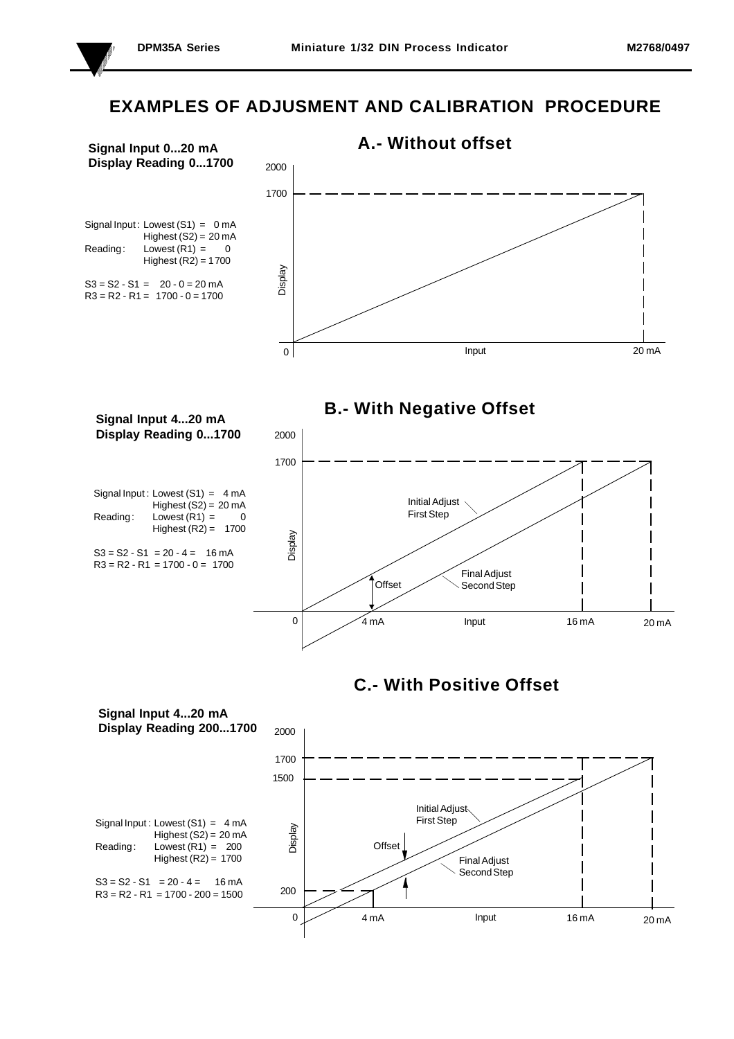# EXAMPLES OF ADJUSMENT AND CALIBRATION PROCEDURE

## A.- Without offset

**Signal Input 0...20 mA**
**Display Reading 0...1700**

Signal Input : Lowest (S1) = 0 mA
Highest (S2) = 20 mA
Reading : Lowest (R1) = 0
Highest (R2) = 1700

S3 = S2 - S1 = 20 - 0 = 20 mA
R3 = R2 - R1 = 1700 - 0 = 1700

2000
1700
Display
0
Input
20 mA

## B.- With Negative Offset

**Signal Input 4...20 mA**
**Display Reading 0...1700**

Signal Input : Lowest (S1) = 4 mA
Highest (S2) = 20 mA
Reading : Lowest (R1) = 0
Highest (R2) = 1700

S3 = S2 - S1 = 20 - 4 = 16 mA
R3 = R2 - R1 = 1700 - 0 = 1700

2000
1700
Display
Initial Adjust
First Step
Offset
Final Adjust
Second Step
0
4 mA
Input
16 mA
20 mA

## C.- With Positive Offset

**Signal Input 4...20 mA**
**Display Reading 200...1700**

Signal Input : Lowest (S1) = 4 mA
Highest (S2) = 20 mA
Reading : Lowest (R1) = 200
Highest (R2) = 1700

S3 = S2 - S1 = 20 - 4 = 16 mA
R3 = R2 - R1 = 1700 - 200 = 1500

2000
1700
1500
Display
Initial Adjust
First Step
Offset
Final Adjust
Second Step
200
0
4 mA
Input
16 mA
20 mA